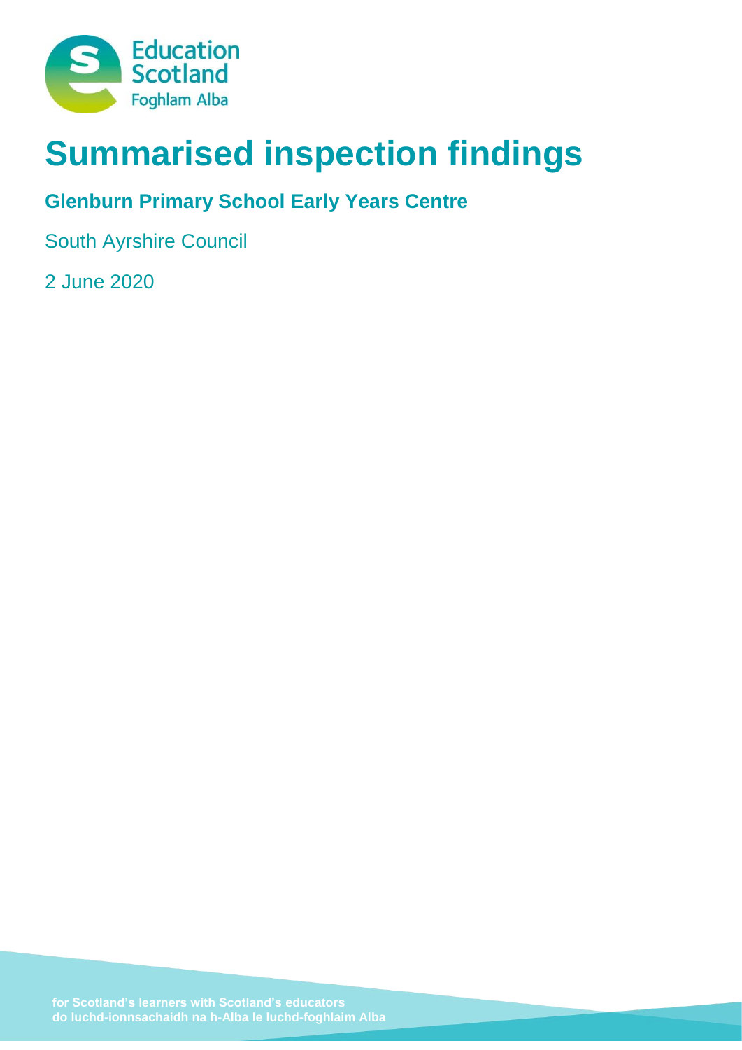Education Scotland
Foghlam Alba

# Summarised inspection findings

## Glenburn Primary School Early Years Centre

South Ayrshire Council

2 June 2020

for Scotland's learners with Scotland's educators
do luchd-ionnsachaidh na h-Alba le luchd-foghlaim Alba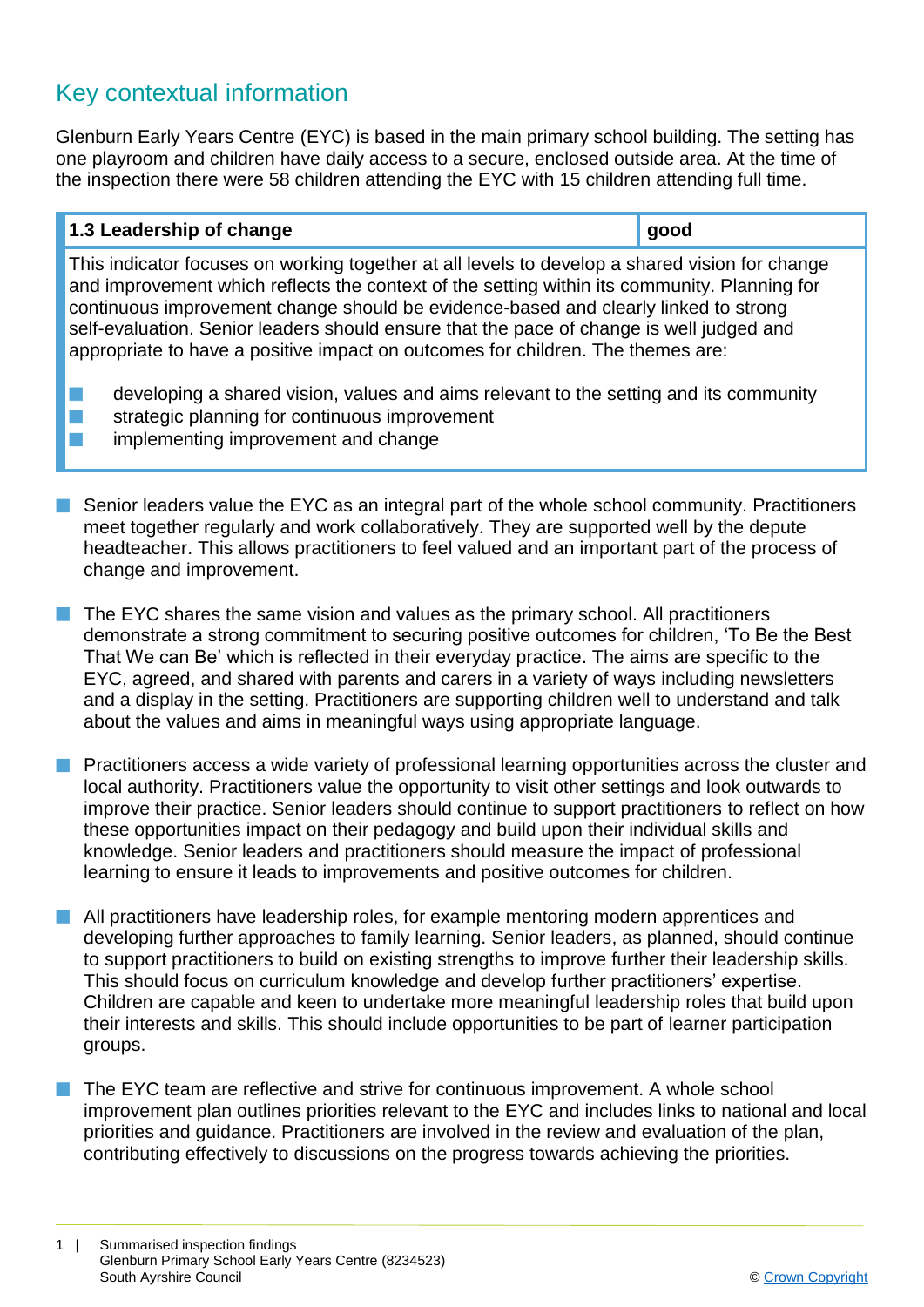## Key contextual information

Glenburn Early Years Centre (EYC) is based in the main primary school building. The setting has one playroom and children have daily access to a secure, enclosed outside area. At the time of the inspection there were 58 children attending the EYC with 15 children attending full time.

| 1.3 Leadership of change | good |
|---|---|
| This indicator focuses on working together at all levels to develop a shared vision for change and improvement which reflects the context of the setting within its community. Planning for continuous improvement change should be evidence-based and clearly linked to strong self-evaluation. Senior leaders should ensure that the pace of change is well judged and appropriate to have a positive impact on outcomes for children. The themes are:<br>■ developing a shared vision, values and aims relevant to the setting and its community<br>■ strategic planning for continuous improvement<br>■ implementing improvement and change | |

- Senior leaders value the EYC as an integral part of the whole school community. Practitioners meet together regularly and work collaboratively. They are supported well by the depute headteacher. This allows practitioners to feel valued and an important part of the process of change and improvement.

- The EYC shares the same vision and values as the primary school. All practitioners demonstrate a strong commitment to securing positive outcomes for children, 'To Be the Best That We can Be' which is reflected in their everyday practice. The aims are specific to the EYC, agreed, and shared with parents and carers in a variety of ways including newsletters and a display in the setting. Practitioners are supporting children well to understand and talk about the values and aims in meaningful ways using appropriate language.

- Practitioners access a wide variety of professional learning opportunities across the cluster and local authority. Practitioners value the opportunity to visit other settings and look outwards to improve their practice. Senior leaders should continue to support practitioners to reflect on how these opportunities impact on their pedagogy and build upon their individual skills and knowledge. Senior leaders and practitioners should measure the impact of professional learning to ensure it leads to improvements and positive outcomes for children.

- All practitioners have leadership roles, for example mentoring modern apprentices and developing further approaches to family learning. Senior leaders, as planned, should continue to support practitioners to build on existing strengths to improve further their leadership skills. This should focus on curriculum knowledge and develop further practitioners' expertise. Children are capable and keen to undertake more meaningful leadership roles that build upon their interests and skills. This should include opportunities to be part of learner participation groups.

- The EYC team are reflective and strive for continuous improvement. A whole school improvement plan outlines priorities relevant to the EYC and includes links to national and local priorities and guidance. Practitioners are involved in the review and evaluation of the plan, contributing effectively to discussions on the progress towards achieving the priorities.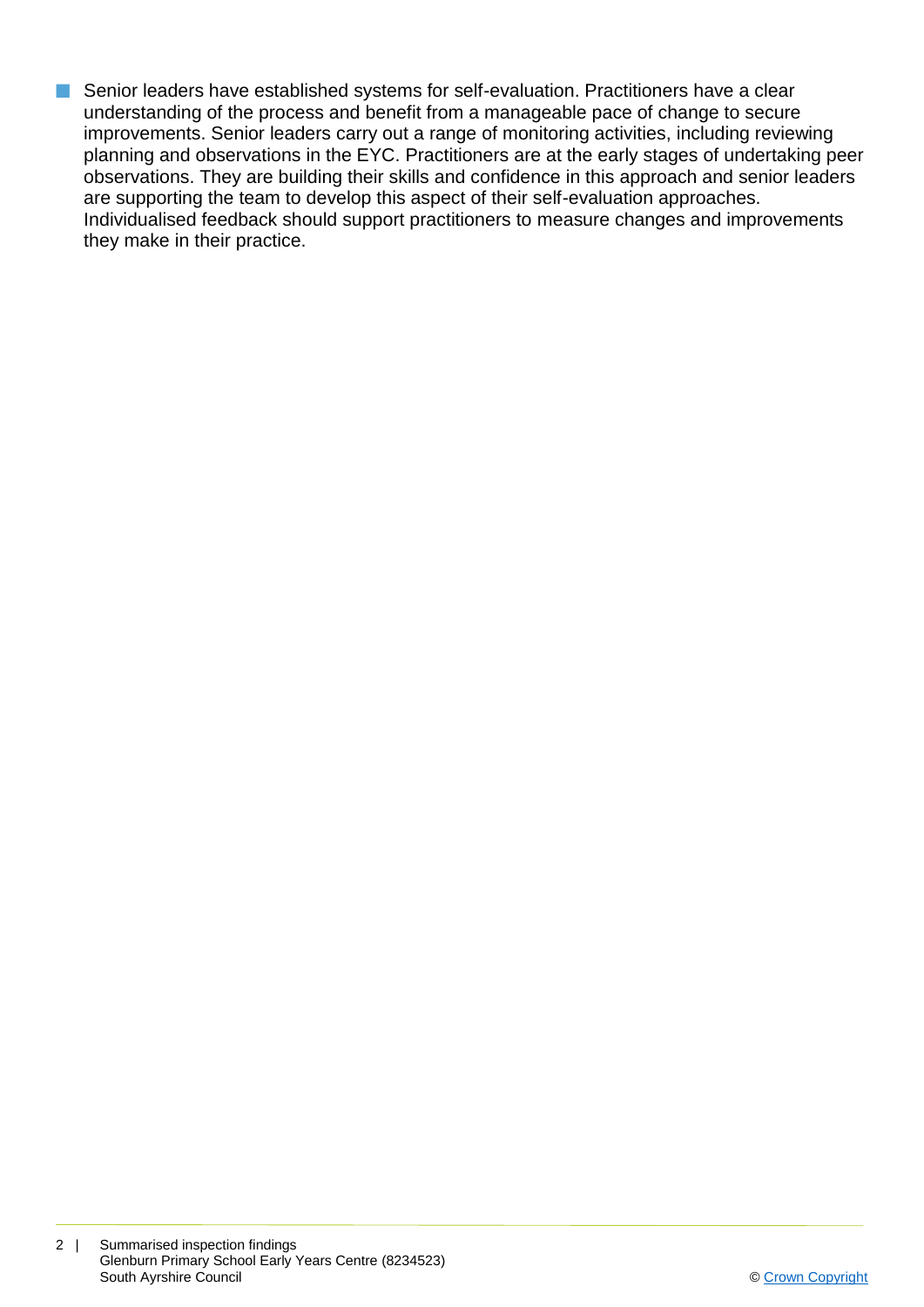- Senior leaders have established systems for self-evaluation. Practitioners have a clear understanding of the process and benefit from a manageable pace of change to secure improvements. Senior leaders carry out a range of monitoring activities, including reviewing planning and observations in the EYC. Practitioners are at the early stages of undertaking peer observations. They are building their skills and confidence in this approach and senior leaders are supporting the team to develop this aspect of their self-evaluation approaches. Individualised feedback should support practitioners to measure changes and improvements they make in their practice.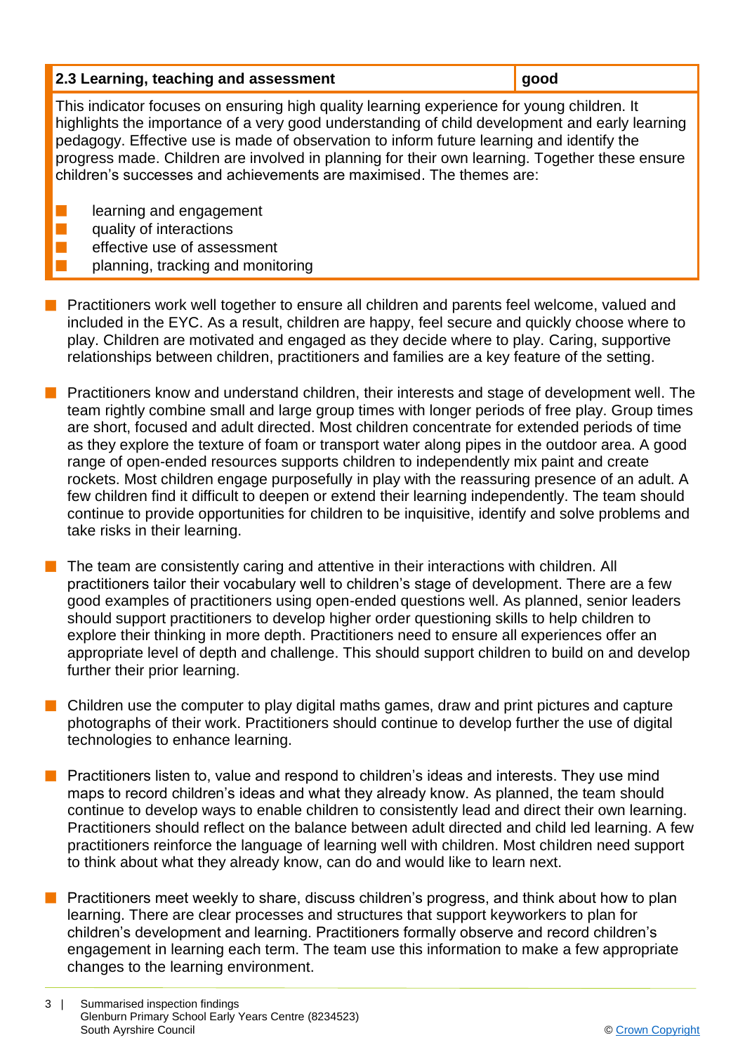| 2.3 Learning, teaching and assessment | good |
| --- | --- |

This indicator focuses on ensuring high quality learning experience for young children. It highlights the importance of a very good understanding of child development and early learning pedagogy. Effective use is made of observation to inform future learning and identify the progress made. Children are involved in planning for their own learning. Together these ensure children's successes and achievements are maximised. The themes are:

- learning and engagement
- quality of interactions
- effective use of assessment
- planning, tracking and monitoring

- Practitioners work well together to ensure all children and parents feel welcome, valued and included in the EYC. As a result, children are happy, feel secure and quickly choose where to play. Children are motivated and engaged as they decide where to play. Caring, supportive relationships between children, practitioners and families are a key feature of the setting.

- Practitioners know and understand children, their interests and stage of development well. The team rightly combine small and large group times with longer periods of free play. Group times are short, focused and adult directed. Most children concentrate for extended periods of time as they explore the texture of foam or transport water along pipes in the outdoor area. A good range of open-ended resources supports children to independently mix paint and create rockets. Most children engage purposefully in play with the reassuring presence of an adult. A few children find it difficult to deepen or extend their learning independently. The team should continue to provide opportunities for children to be inquisitive, identify and solve problems and take risks in their learning.

- The team are consistently caring and attentive in their interactions with children. All practitioners tailor their vocabulary well to children's stage of development. There are a few good examples of practitioners using open-ended questions well. As planned, senior leaders should support practitioners to develop higher order questioning skills to help children to explore their thinking in more depth. Practitioners need to ensure all experiences offer an appropriate level of depth and challenge. This should support children to build on and develop further their prior learning.

- Children use the computer to play digital maths games, draw and print pictures and capture photographs of their work. Practitioners should continue to develop further the use of digital technologies to enhance learning.

- Practitioners listen to, value and respond to children's ideas and interests. They use mind maps to record children's ideas and what they already know. As planned, the team should continue to develop ways to enable children to consistently lead and direct their own learning. Practitioners should reflect on the balance between adult directed and child led learning. A few practitioners reinforce the language of learning well with children. Most children need support to think about what they already know, can do and would like to learn next.

- Practitioners meet weekly to share, discuss children's progress, and think about how to plan learning. There are clear processes and structures that support keyworkers to plan for children's development and learning. Practitioners formally observe and record children's engagement in learning each term. The team use this information to make a few appropriate changes to the learning environment.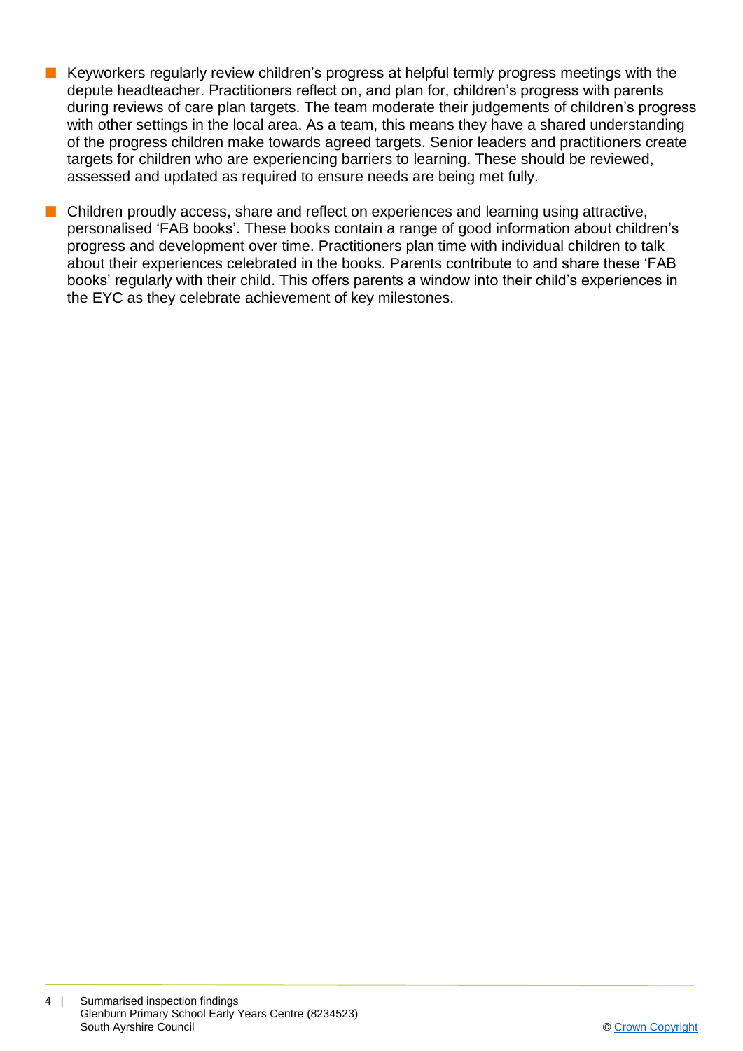- Keyworkers regularly review children's progress at helpful termly progress meetings with the depute headteacher. Practitioners reflect on, and plan for, children's progress with parents during reviews of care plan targets. The team moderate their judgements of children's progress with other settings in the local area. As a team, this means they have a shared understanding of the progress children make towards agreed targets. Senior leaders and practitioners create targets for children who are experiencing barriers to learning. These should be reviewed, assessed and updated as required to ensure needs are being met fully.

- Children proudly access, share and reflect on experiences and learning using attractive, personalised 'FAB books'. These books contain a range of good information about children's progress and development over time. Practitioners plan time with individual children to talk about their experiences celebrated in the books. Parents contribute to and share these 'FAB books' regularly with their child. This offers parents a window into their child's experiences in the EYC as they celebrate achievement of key milestones.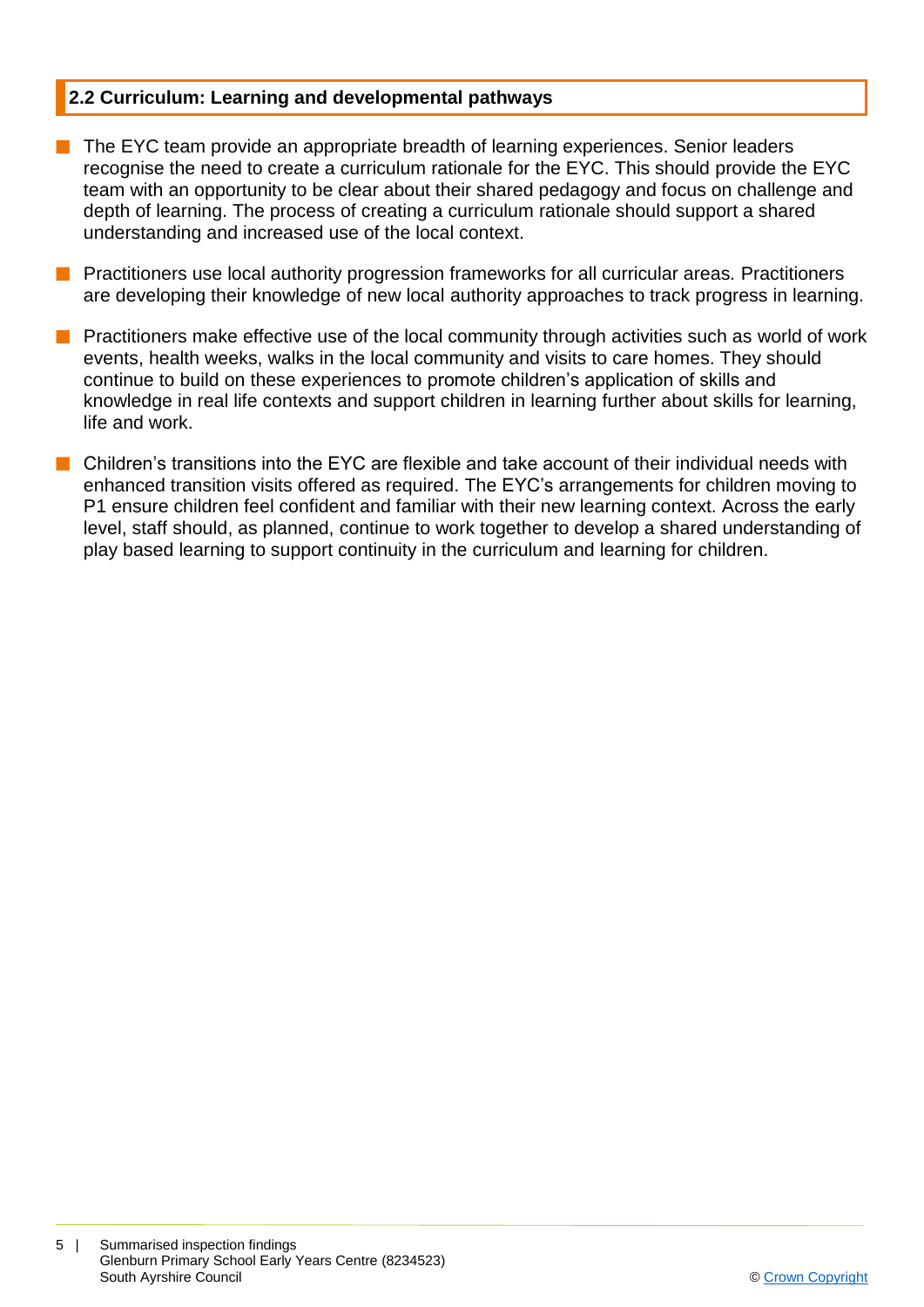## 2.2 Curriculum: Learning and developmental pathways

- The EYC team provide an appropriate breadth of learning experiences. Senior leaders recognise the need to create a curriculum rationale for the EYC. This should provide the EYC team with an opportunity to be clear about their shared pedagogy and focus on challenge and depth of learning. The process of creating a curriculum rationale should support a shared understanding and increased use of the local context.
- Practitioners use local authority progression frameworks for all curricular areas. Practitioners are developing their knowledge of new local authority approaches to track progress in learning.
- Practitioners make effective use of the local community through activities such as world of work events, health weeks, walks in the local community and visits to care homes. They should continue to build on these experiences to promote children's application of skills and knowledge in real life contexts and support children in learning further about skills for learning, life and work.
- Children's transitions into the EYC are flexible and take account of their individual needs with enhanced transition visits offered as required. The EYC's arrangements for children moving to P1 ensure children feel confident and familiar with their new learning context. Across the early level, staff should, as planned, continue to work together to develop a shared understanding of play based learning to support continuity in the curriculum and learning for children.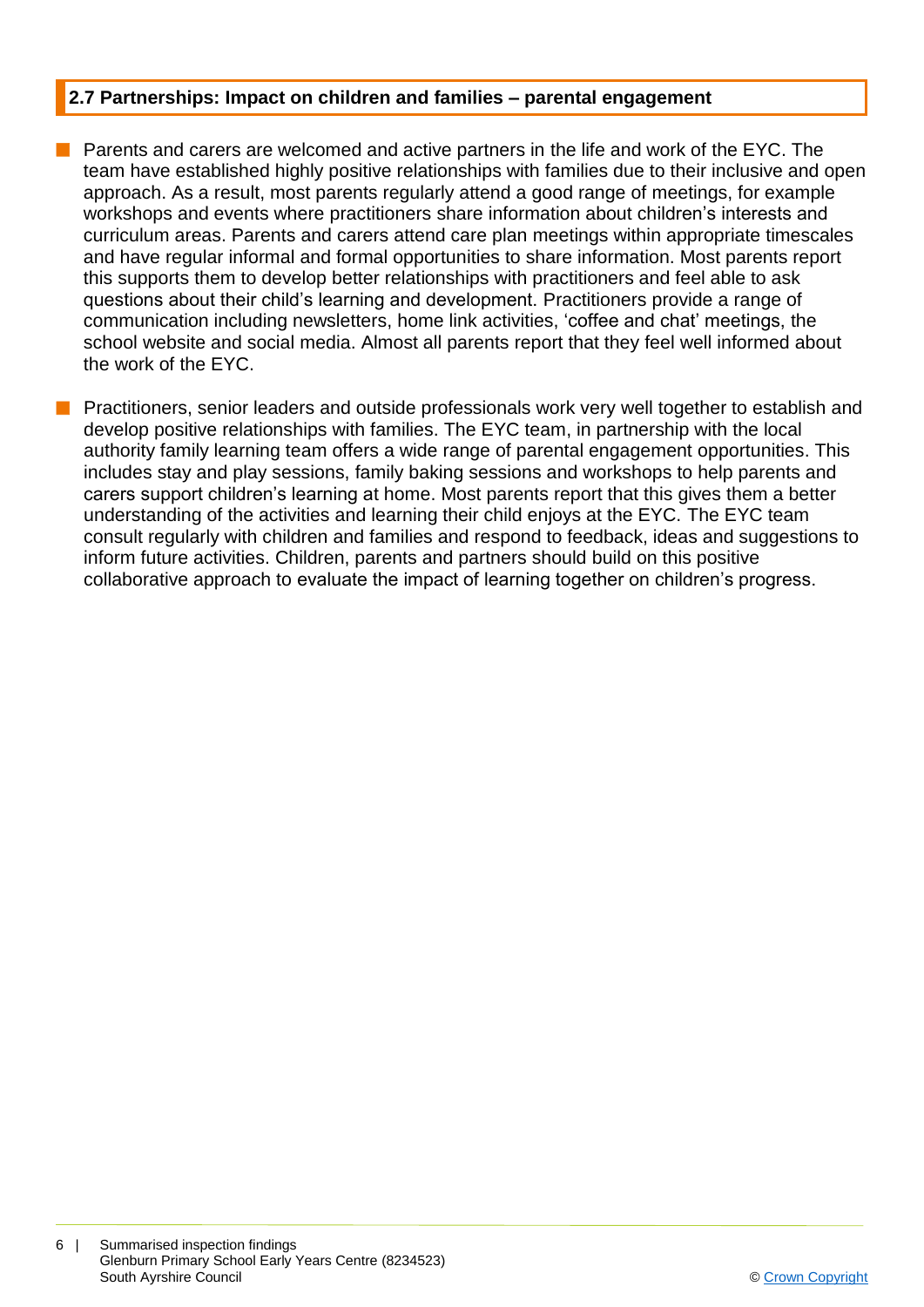## 2.7 Partnerships: Impact on children and families – parental engagement

- Parents and carers are welcomed and active partners in the life and work of the EYC. The team have established highly positive relationships with families due to their inclusive and open approach. As a result, most parents regularly attend a good range of meetings, for example workshops and events where practitioners share information about children's interests and curriculum areas. Parents and carers attend care plan meetings within appropriate timescales and have regular informal and formal opportunities to share information. Most parents report this supports them to develop better relationships with practitioners and feel able to ask questions about their child's learning and development. Practitioners provide a range of communication including newsletters, home link activities, 'coffee and chat' meetings, the school website and social media. Almost all parents report that they feel well informed about the work of the EYC.

- Practitioners, senior leaders and outside professionals work very well together to establish and develop positive relationships with families. The EYC team, in partnership with the local authority family learning team offers a wide range of parental engagement opportunities. This includes stay and play sessions, family baking sessions and workshops to help parents and carers support children's learning at home. Most parents report that this gives them a better understanding of the activities and learning their child enjoys at the EYC. The EYC team consult regularly with children and families and respond to feedback, ideas and suggestions to inform future activities. Children, parents and partners should build on this positive collaborative approach to evaluate the impact of learning together on children's progress.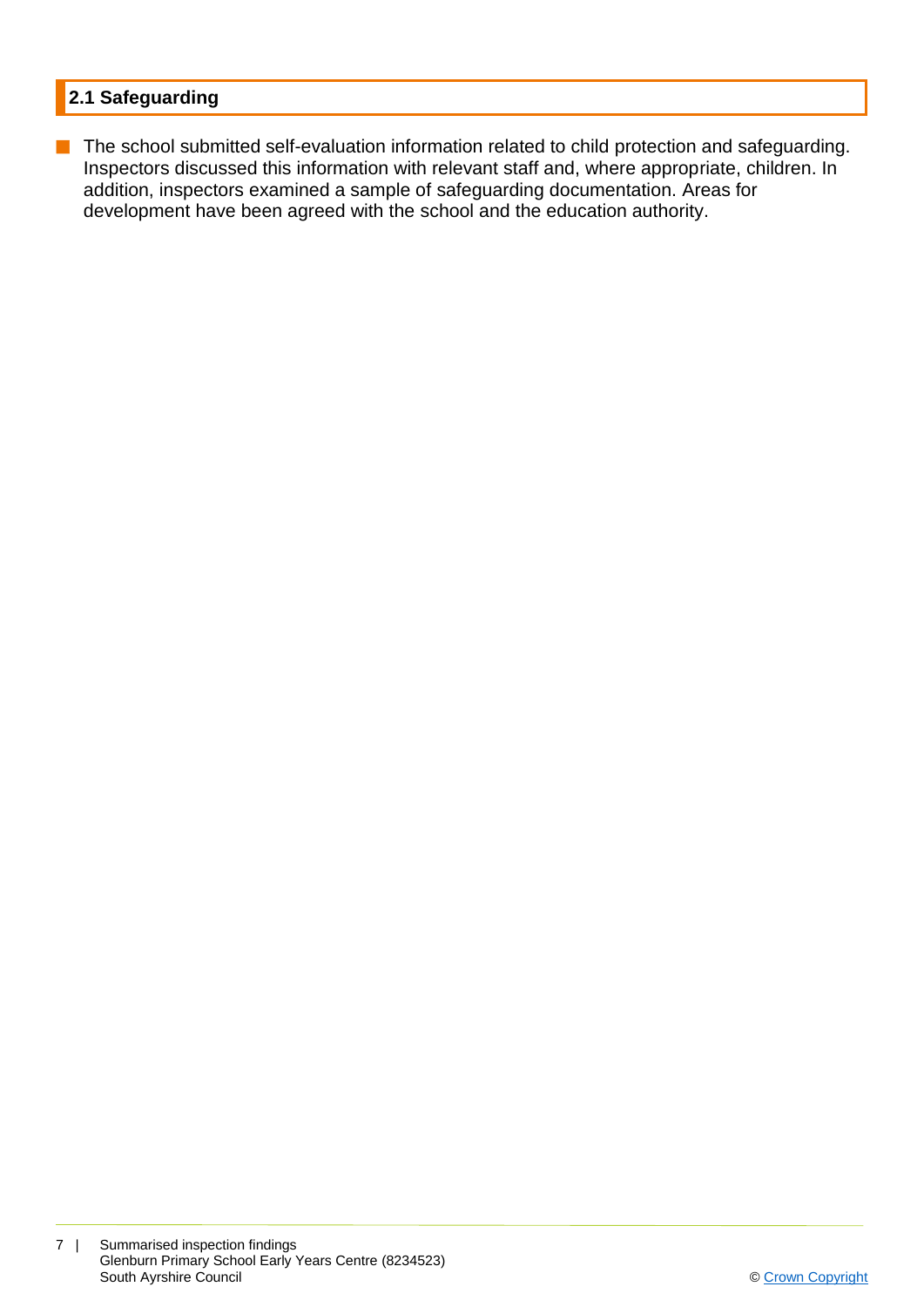## 2.1 Safeguarding

- The school submitted self-evaluation information related to child protection and safeguarding. Inspectors discussed this information with relevant staff and, where appropriate, children. In addition, inspectors examined a sample of safeguarding documentation. Areas for development have been agreed with the school and the education authority.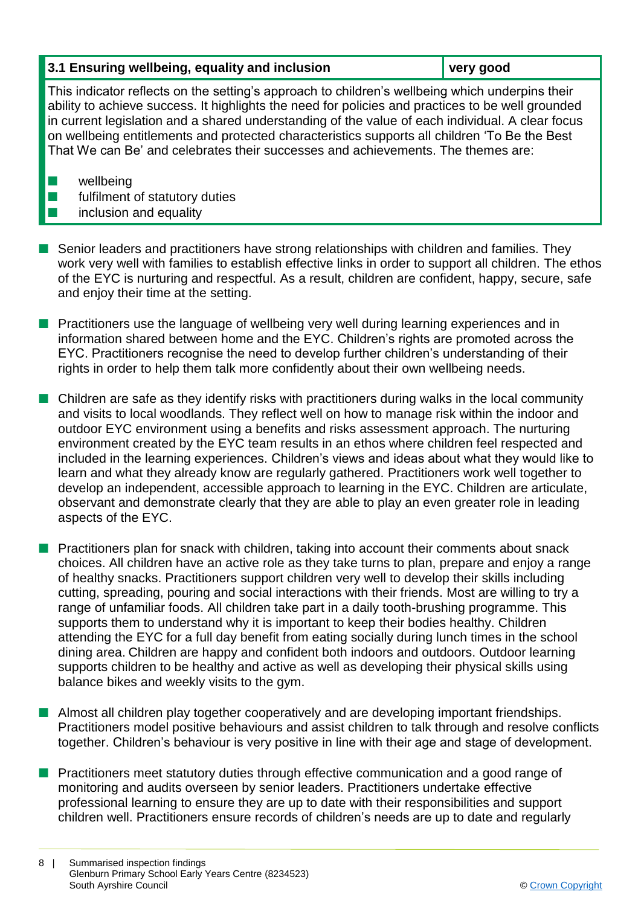| 3.1 Ensuring wellbeing, equality and inclusion | very good |
| --- | --- |

This indicator reflects on the setting's approach to children's wellbeing which underpins their ability to achieve success. It highlights the need for policies and practices to be well grounded in current legislation and a shared understanding of the value of each individual. A clear focus on wellbeing entitlements and protected characteristics supports all children 'To Be the Best That We can Be' and celebrates their successes and achievements. The themes are:

- wellbeing
- fulfilment of statutory duties
- inclusion and equality

- Senior leaders and practitioners have strong relationships with children and families. They work very well with families to establish effective links in order to support all children. The ethos of the EYC is nurturing and respectful. As a result, children are confident, happy, secure, safe and enjoy their time at the setting.

- Practitioners use the language of wellbeing very well during learning experiences and in information shared between home and the EYC. Children's rights are promoted across the EYC. Practitioners recognise the need to develop further children's understanding of their rights in order to help them talk more confidently about their own wellbeing needs.

- Children are safe as they identify risks with practitioners during walks in the local community and visits to local woodlands. They reflect well on how to manage risk within the indoor and outdoor EYC environment using a benefits and risks assessment approach. The nurturing environment created by the EYC team results in an ethos where children feel respected and included in the learning experiences. Children's views and ideas about what they would like to learn and what they already know are regularly gathered. Practitioners work well together to develop an independent, accessible approach to learning in the EYC. Children are articulate, observant and demonstrate clearly that they are able to play an even greater role in leading aspects of the EYC.

- Practitioners plan for snack with children, taking into account their comments about snack choices. All children have an active role as they take turns to plan, prepare and enjoy a range of healthy snacks. Practitioners support children very well to develop their skills including cutting, spreading, pouring and social interactions with their friends. Most are willing to try a range of unfamiliar foods. All children take part in a daily tooth-brushing programme. This supports them to understand why it is important to keep their bodies healthy. Children attending the EYC for a full day benefit from eating socially during lunch times in the school dining area. Children are happy and confident both indoors and outdoors. Outdoor learning supports children to be healthy and active as well as developing their physical skills using balance bikes and weekly visits to the gym.

- Almost all children play together cooperatively and are developing important friendships. Practitioners model positive behaviours and assist children to talk through and resolve conflicts together. Children's behaviour is very positive in line with their age and stage of development.

- Practitioners meet statutory duties through effective communication and a good range of monitoring and audits overseen by senior leaders. Practitioners undertake effective professional learning to ensure they are up to date with their responsibilities and support children well. Practitioners ensure records of children's needs are up to date and regularly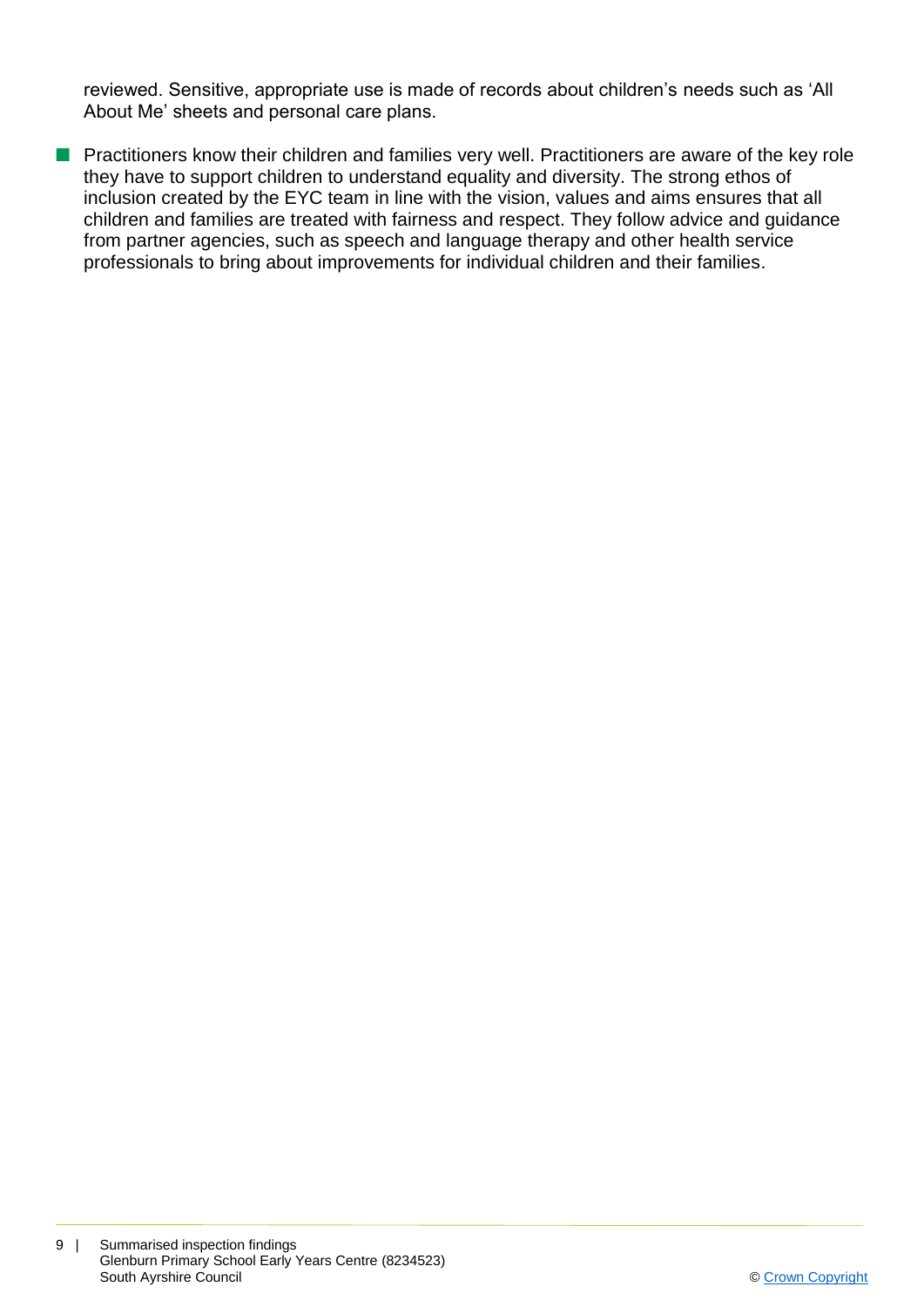reviewed. Sensitive, appropriate use is made of records about children's needs such as 'All About Me' sheets and personal care plans.

- Practitioners know their children and families very well. Practitioners are aware of the key role they have to support children to understand equality and diversity. The strong ethos of inclusion created by the EYC team in line with the vision, values and aims ensures that all children and families are treated with fairness and respect. They follow advice and guidance from partner agencies, such as speech and language therapy and other health service professionals to bring about improvements for individual children and their families.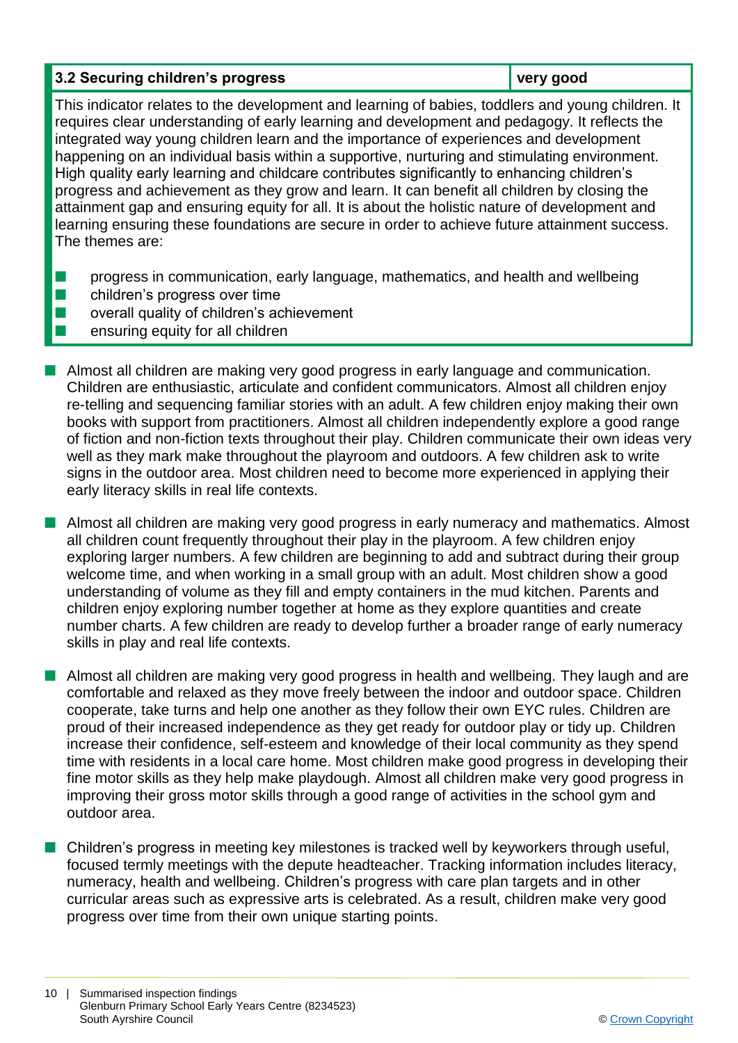| 3.2 Securing children's progress | very good |
|---|---|

This indicator relates to the development and learning of babies, toddlers and young children. It requires clear understanding of early learning and development and pedagogy. It reflects the integrated way young children learn and the importance of experiences and development happening on an individual basis within a supportive, nurturing and stimulating environment. High quality early learning and childcare contributes significantly to enhancing children's progress and achievement as they grow and learn. It can benefit all children by closing the attainment gap and ensuring equity for all. It is about the holistic nature of development and learning ensuring these foundations are secure in order to achieve future attainment success. The themes are:

- progress in communication, early language, mathematics, and health and wellbeing
- children's progress over time
- overall quality of children's achievement
- ensuring equity for all children

- Almost all children are making very good progress in early language and communication. Children are enthusiastic, articulate and confident communicators. Almost all children enjoy re-telling and sequencing familiar stories with an adult. A few children enjoy making their own books with support from practitioners. Almost all children independently explore a good range of fiction and non-fiction texts throughout their play. Children communicate their own ideas very well as they mark make throughout the playroom and outdoors. A few children ask to write signs in the outdoor area. Most children need to become more experienced in applying their early literacy skills in real life contexts.

- Almost all children are making very good progress in early numeracy and mathematics. Almost all children count frequently throughout their play in the playroom. A few children enjoy exploring larger numbers. A few children are beginning to add and subtract during their group welcome time, and when working in a small group with an adult. Most children show a good understanding of volume as they fill and empty containers in the mud kitchen. Parents and children enjoy exploring number together at home as they explore quantities and create number charts. A few children are ready to develop further a broader range of early numeracy skills in play and real life contexts.

- Almost all children are making very good progress in health and wellbeing. They laugh and are comfortable and relaxed as they move freely between the indoor and outdoor space. Children cooperate, take turns and help one another as they follow their own EYC rules. Children are proud of their increased independence as they get ready for outdoor play or tidy up. Children increase their confidence, self-esteem and knowledge of their local community as they spend time with residents in a local care home. Most children make good progress in developing their fine motor skills as they help make playdough. Almost all children make very good progress in improving their gross motor skills through a good range of activities in the school gym and outdoor area.

- Children's progress in meeting key milestones is tracked well by keyworkers through useful, focused termly meetings with the depute headteacher. Tracking information includes literacy, numeracy, health and wellbeing. Children's progress with care plan targets and in other curricular areas such as expressive arts is celebrated. As a result, children make very good progress over time from their own unique starting points.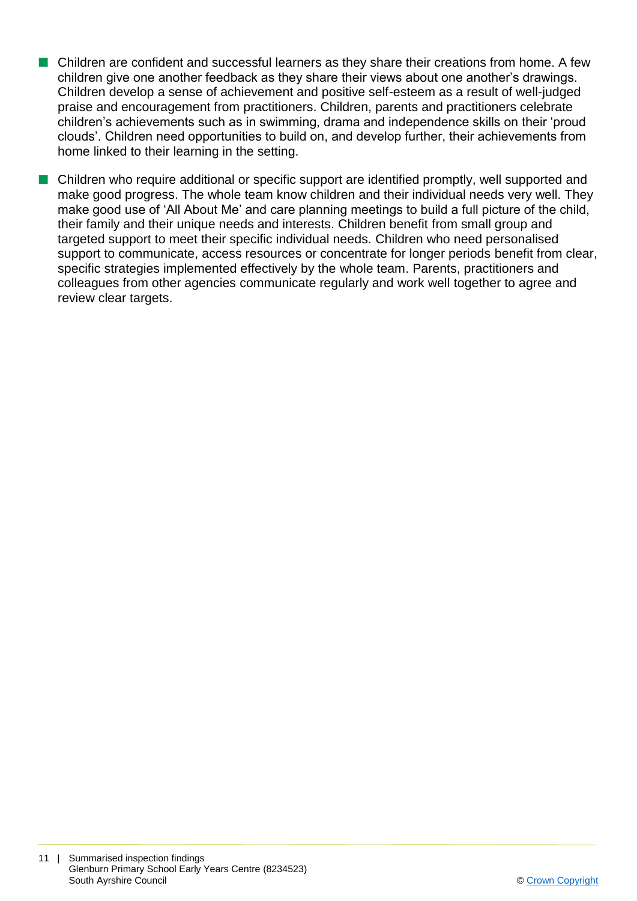- Children are confident and successful learners as they share their creations from home. A few children give one another feedback as they share their views about one another's drawings. Children develop a sense of achievement and positive self-esteem as a result of well-judged praise and encouragement from practitioners. Children, parents and practitioners celebrate children's achievements such as in swimming, drama and independence skills on their 'proud clouds'. Children need opportunities to build on, and develop further, their achievements from home linked to their learning in the setting.

- Children who require additional or specific support are identified promptly, well supported and make good progress. The whole team know children and their individual needs very well. They make good use of 'All About Me' and care planning meetings to build a full picture of the child, their family and their unique needs and interests. Children benefit from small group and targeted support to meet their specific individual needs. Children who need personalised support to communicate, access resources or concentrate for longer periods benefit from clear, specific strategies implemented effectively by the whole team. Parents, practitioners and colleagues from other agencies communicate regularly and work well together to agree and review clear targets.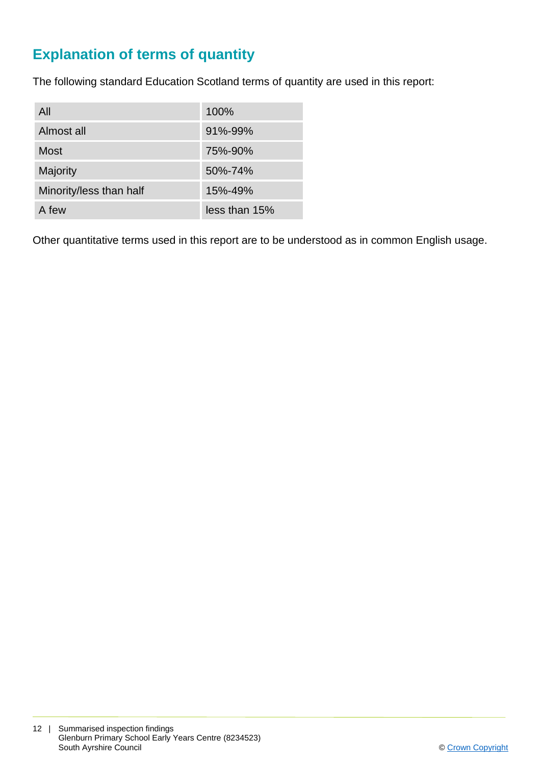## Explanation of terms of quantity

The following standard Education Scotland terms of quantity are used in this report:

| | |
|---|---|
| All | 100% |
| Almost all | 91%-99% |
| Most | 75%-90% |
| Majority | 50%-74% |
| Minority/less than half | 15%-49% |
| A few | less than 15% |

Other quantitative terms used in this report are to be understood as in common English usage.